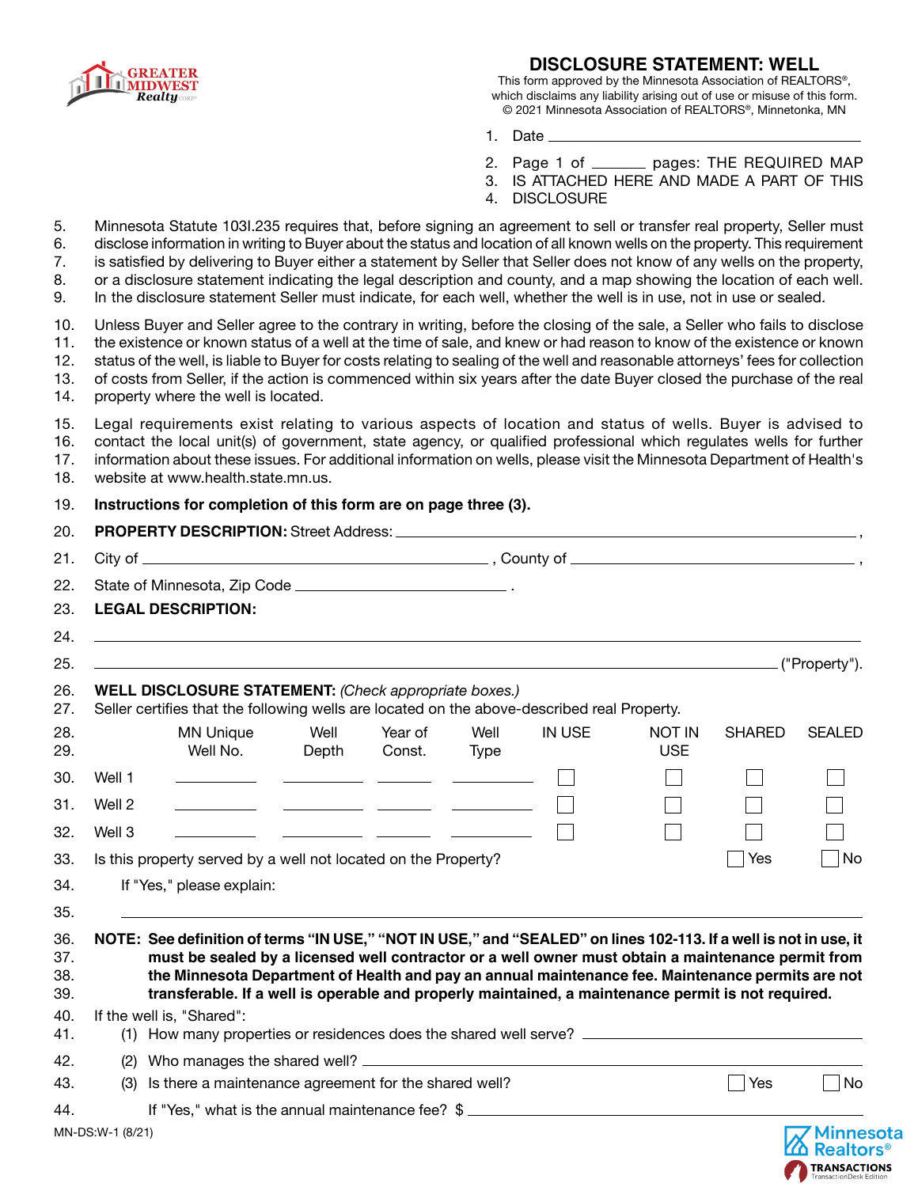# DISCLOSURE STATEMENT: WELL

This form approved by the Minnesota Association of REALTORS®, which disclaims any liability arising out of use or misuse of this form.
© 2021 Minnesota Association of REALTORS®, Minnetonka, MN

1. Date ______________________________

2. Page 1 of _______ pages: THE REQUIRED MAP
3. IS ATTACHED HERE AND MADE A PART OF THIS
4. DISCLOSURE

5. Minnesota Statute 103I.235 requires that, before signing an agreement to sell or transfer real property, Seller must
6. disclose information in writing to Buyer about the status and location of all known wells on the property. This requirement
7. is satisfied by delivering to Buyer either a statement by Seller that Seller does not know of any wells on the property,
8. or a disclosure statement indicating the legal description and county, and a map showing the location of each well.
9. In the disclosure statement Seller must indicate, for each well, whether the well is in use, not in use or sealed.

10. Unless Buyer and Seller agree to the contrary in writing, before the closing of the sale, a Seller who fails to disclose
11. the existence or known status of a well at the time of sale, and knew or had reason to know of the existence or known
12. status of the well, is liable to Buyer for costs relating to sealing of the well and reasonable attorneys' fees for collection
13. of costs from Seller, if the action is commenced within six years after the date Buyer closed the purchase of the real
14. property where the well is located.

15. Legal requirements exist relating to various aspects of location and status of wells. Buyer is advised to
16. contact the local unit(s) of government, state agency, or qualified professional which regulates wells for further
17. information about these issues. For additional information on wells, please visit the Minnesota Department of Health's
18. website at www.health.state.mn.us.

19. **Instructions for completion of this form are on page three (3).**

20. **PROPERTY DESCRIPTION:** Street Address: ______________________________________________ ,
21. City of ______________________________ , County of ______________________________ ,
22. State of Minnesota, Zip Code ____________________ .
23. **LEGAL DESCRIPTION:**
24. ______________________________________________________________________
25. ______________________________________________________________________ ("Property").

26. **WELL DISCLOSURE STATEMENT:** *(Check appropriate boxes.)*
27. Seller certifies that the following wells are located on the above-described real Property.

| 28.–29. | MN Unique Well No. | Well Depth | Year of Const. | Well Type | IN USE | NOT IN USE | SHARED | SEALED |
|---|---|---|---|---|---|---|---|---|
| 30. Well 1 | ________ | ________ | ______ | ________ | ☐ | ☐ | ☐ | ☐ |
| 31. Well 2 | ________ | ________ | ______ | ________ | ☐ | ☐ | ☐ | ☐ |
| 32. Well 3 | ________ | ________ | ______ | ________ | ☐ | ☐ | ☐ | ☐ |

33. Is this property served by a well not located on the Property? ☐ Yes ☐ No
34. If "Yes," please explain:
35. ______________________________________________________________________

36. **NOTE: See definition of terms "IN USE," "NOT IN USE," and "SEALED" on lines 102-113. If a well is not in use, it**
37. **must be sealed by a licensed well contractor or a well owner must obtain a maintenance permit from**
38. **the Minnesota Department of Health and pay an annual maintenance fee. Maintenance permits are not**
39. **transferable. If a well is operable and properly maintained, a maintenance permit is not required.**

40. If the well is, "Shared":
41. (1) How many properties or residences does the shared well serve? ____________________
42. (2) Who manages the shared well? ______________________________
43. (3) Is there a maintenance agreement for the shared well? ☐ Yes ☐ No
44. If "Yes," what is the annual maintenance fee? $ ____________________

MN-DS:W-1 (8/21)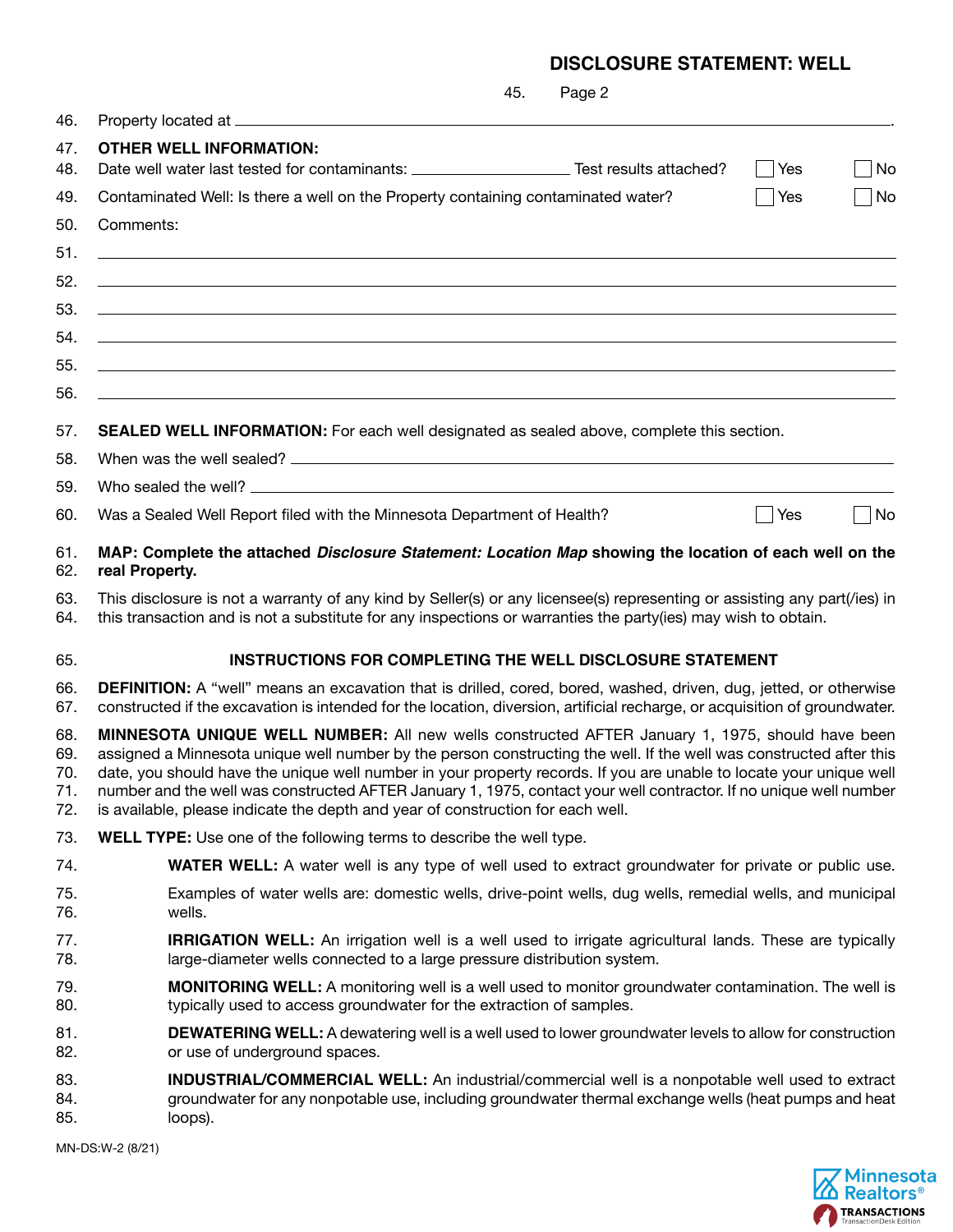# DISCLOSURE STATEMENT: WELL

45. Page 2

46. Property located at \_\_\_\_\_\_\_\_\_\_\_\_\_\_\_\_\_\_\_\_\_\_\_\_\_\_\_\_\_\_\_\_\_\_\_\_\_\_\_\_\_\_\_\_\_\_\_\_\_\_.

47. **OTHER WELL INFORMATION:**

48. Date well water last tested for contaminants: \_\_\_\_\_\_\_\_\_\_\_\_\_\_\_\_ Test results attached? ☐ Yes ☐ No

49. Contaminated Well: Is there a well on the Property containing contaminated water? ☐ Yes ☐ No

50. Comments:

51. \_\_\_\_\_\_\_\_\_\_\_\_\_\_\_\_\_\_\_\_\_\_\_\_\_\_\_\_\_\_\_\_\_\_\_\_\_\_\_\_\_\_\_\_\_\_\_\_\_\_\_\_\_\_\_\_\_\_\_\_

52. \_\_\_\_\_\_\_\_\_\_\_\_\_\_\_\_\_\_\_\_\_\_\_\_\_\_\_\_\_\_\_\_\_\_\_\_\_\_\_\_\_\_\_\_\_\_\_\_\_\_\_\_\_\_\_\_\_\_\_\_

53. \_\_\_\_\_\_\_\_\_\_\_\_\_\_\_\_\_\_\_\_\_\_\_\_\_\_\_\_\_\_\_\_\_\_\_\_\_\_\_\_\_\_\_\_\_\_\_\_\_\_\_\_\_\_\_\_\_\_\_\_

54. \_\_\_\_\_\_\_\_\_\_\_\_\_\_\_\_\_\_\_\_\_\_\_\_\_\_\_\_\_\_\_\_\_\_\_\_\_\_\_\_\_\_\_\_\_\_\_\_\_\_\_\_\_\_\_\_\_\_\_\_

55. \_\_\_\_\_\_\_\_\_\_\_\_\_\_\_\_\_\_\_\_\_\_\_\_\_\_\_\_\_\_\_\_\_\_\_\_\_\_\_\_\_\_\_\_\_\_\_\_\_\_\_\_\_\_\_\_\_\_\_\_

56. \_\_\_\_\_\_\_\_\_\_\_\_\_\_\_\_\_\_\_\_\_\_\_\_\_\_\_\_\_\_\_\_\_\_\_\_\_\_\_\_\_\_\_\_\_\_\_\_\_\_\_\_\_\_\_\_\_\_\_\_

57. **SEALED WELL INFORMATION:** For each well designated as sealed above, complete this section.

58. When was the well sealed? \_\_\_\_\_\_\_\_\_\_\_\_\_\_\_\_\_\_\_\_\_\_\_\_\_\_\_\_\_\_\_\_\_\_\_\_\_\_\_\_\_\_\_\_

59. Who sealed the well? \_\_\_\_\_\_\_\_\_\_\_\_\_\_\_\_\_\_\_\_\_\_\_\_\_\_\_\_\_\_\_\_\_\_\_\_\_\_\_\_\_\_\_\_\_\_\_\_

60. Was a Sealed Well Report filed with the Minnesota Department of Health? ☐ Yes ☐ No

61. **MAP: Complete the attached *Disclosure Statement: Location Map* showing the location of each well on the**
62. **real Property.**

63. This disclosure is not a warranty of any kind by Seller(s) or any licensee(s) representing or assisting any part(/ies) in
64. this transaction and is not a substitute for any inspections or warranties the party(ies) may wish to obtain.

65. **INSTRUCTIONS FOR COMPLETING THE WELL DISCLOSURE STATEMENT**

66. **DEFINITION:** A "well" means an excavation that is drilled, cored, bored, washed, driven, dug, jetted, or otherwise
67. constructed if the excavation is intended for the location, diversion, artificial recharge, or acquisition of groundwater.

68. **MINNESOTA UNIQUE WELL NUMBER:** All new wells constructed AFTER January 1, 1975, should have been
69. assigned a Minnesota unique well number by the person constructing the well. If the well was constructed after this
70. date, you should have the unique well number in your property records. If you are unable to locate your unique well
71. number and the well was constructed AFTER January 1, 1975, contact your well contractor. If no unique well number
72. is available, please indicate the depth and year of construction for each well.

73. **WELL TYPE:** Use one of the following terms to describe the well type.

74. **WATER WELL:** A water well is any type of well used to extract groundwater for private or public use.

75. Examples of water wells are: domestic wells, drive-point wells, dug wells, remedial wells, and municipal
76. wells.

77. **IRRIGATION WELL:** An irrigation well is a well used to irrigate agricultural lands. These are typically
78. large-diameter wells connected to a large pressure distribution system.

79. **MONITORING WELL:** A monitoring well is a well used to monitor groundwater contamination. The well is
80. typically used to access groundwater for the extraction of samples.

81. **DEWATERING WELL:** A dewatering well is a well used to lower groundwater levels to allow for construction
82. or use of underground spaces.

83. **INDUSTRIAL/COMMERCIAL WELL:** An industrial/commercial well is a nonpotable well used to extract
84. groundwater for any nonpotable use, including groundwater thermal exchange wells (heat pumps and heat
85. loops).

MN-DS:W-2 (8/21)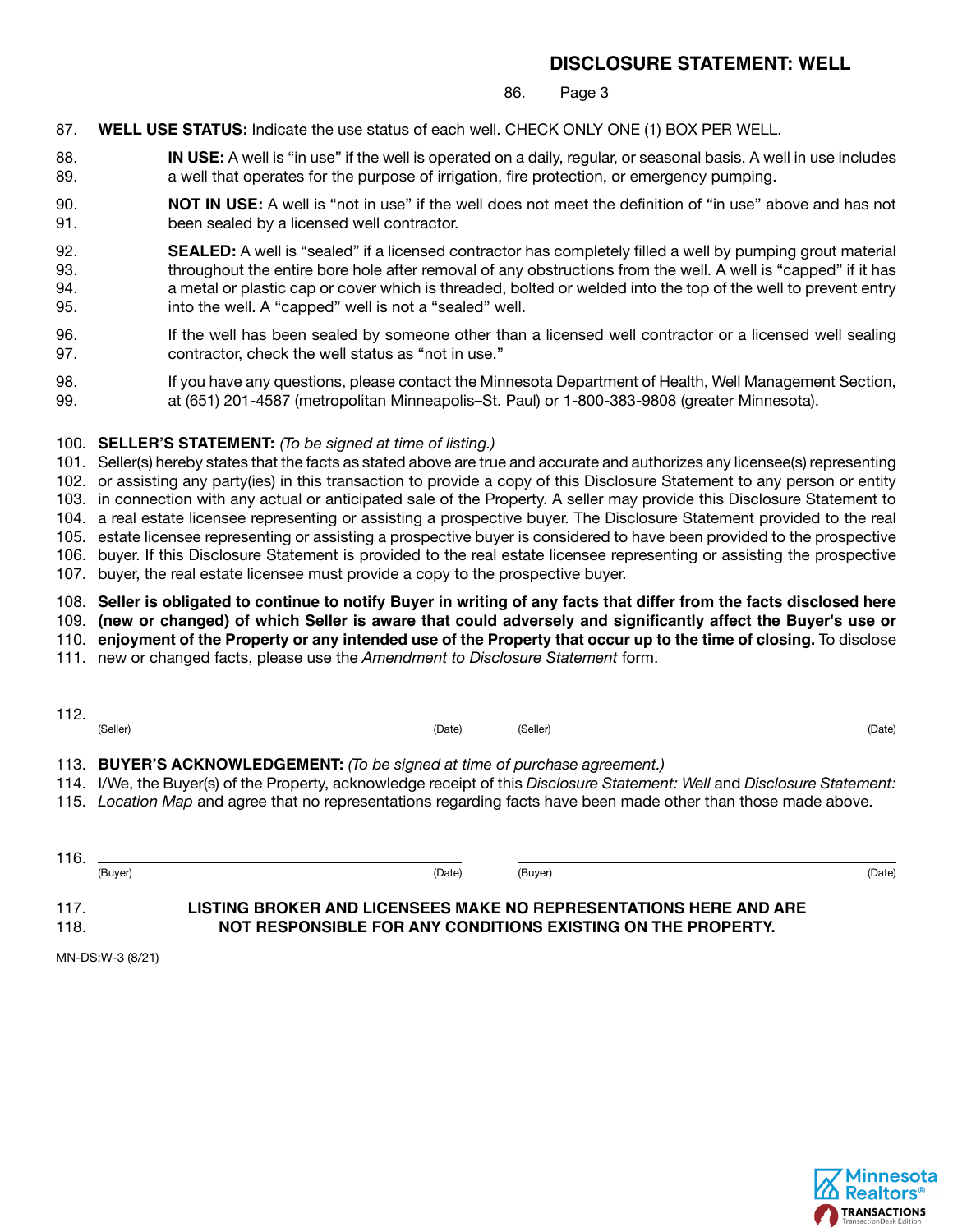## DISCLOSURE STATEMENT: WELL

86. Page 3

87. **WELL USE STATUS:** Indicate the use status of each well. CHECK ONLY ONE (1) BOX PER WELL.

88. **IN USE:** A well is "in use" if the well is operated on a daily, regular, or seasonal basis. A well in use includes
89. a well that operates for the purpose of irrigation, fire protection, or emergency pumping.

90. **NOT IN USE:** A well is "not in use" if the well does not meet the definition of "in use" above and has not
91. been sealed by a licensed well contractor.

92. **SEALED:** A well is "sealed" if a licensed contractor has completely filled a well by pumping grout material
93. throughout the entire bore hole after removal of any obstructions from the well. A well is "capped" if it has
94. a metal or plastic cap or cover which is threaded, bolted or welded into the top of the well to prevent entry
95. into the well. A "capped" well is not a "sealed" well.

96. If the well has been sealed by someone other than a licensed well contractor or a licensed well sealing
97. contractor, check the well status as "not in use."

98. If you have any questions, please contact the Minnesota Department of Health, Well Management Section,
99. at (651) 201-4587 (metropolitan Minneapolis–St. Paul) or 1-800-383-9808 (greater Minnesota).

100. **SELLER'S STATEMENT:** *(To be signed at time of listing.)*
101. Seller(s) hereby states that the facts as stated above are true and accurate and authorizes any licensee(s) representing
102. or assisting any party(ies) in this transaction to provide a copy of this Disclosure Statement to any person or entity
103. in connection with any actual or anticipated sale of the Property. A seller may provide this Disclosure Statement to
104. a real estate licensee representing or assisting a prospective buyer. The Disclosure Statement provided to the real
105. estate licensee representing or assisting a prospective buyer is considered to have been provided to the prospective
106. buyer. If this Disclosure Statement is provided to the real estate licensee representing or assisting the prospective
107. buyer, the real estate licensee must provide a copy to the prospective buyer.

108. **Seller is obligated to continue to notify Buyer in writing of any facts that differ from the facts disclosed here**
109. **(new or changed) of which Seller is aware that could adversely and significantly affect the Buyer's use or**
110. **enjoyment of the Property or any intended use of the Property that occur up to the time of closing.** To disclose
111. new or changed facts, please use the *Amendment to Disclosure Statement* form.

112. ______________________________ ______________________________
(Seller) (Date) (Seller) (Date)

113. **BUYER'S ACKNOWLEDGEMENT:** *(To be signed at time of purchase agreement.)*
114. I/We, the Buyer(s) of the Property, acknowledge receipt of this *Disclosure Statement: Well* and *Disclosure Statement:*
115. *Location Map* and agree that no representations regarding facts have been made other than those made above.

116. ______________________________ ______________________________
(Buyer) (Date) (Buyer) (Date)

117. **LISTING BROKER AND LICENSEES MAKE NO REPRESENTATIONS HERE AND ARE**
118. **NOT RESPONSIBLE FOR ANY CONDITIONS EXISTING ON THE PROPERTY.**

MN-DS:W-3 (8/21)